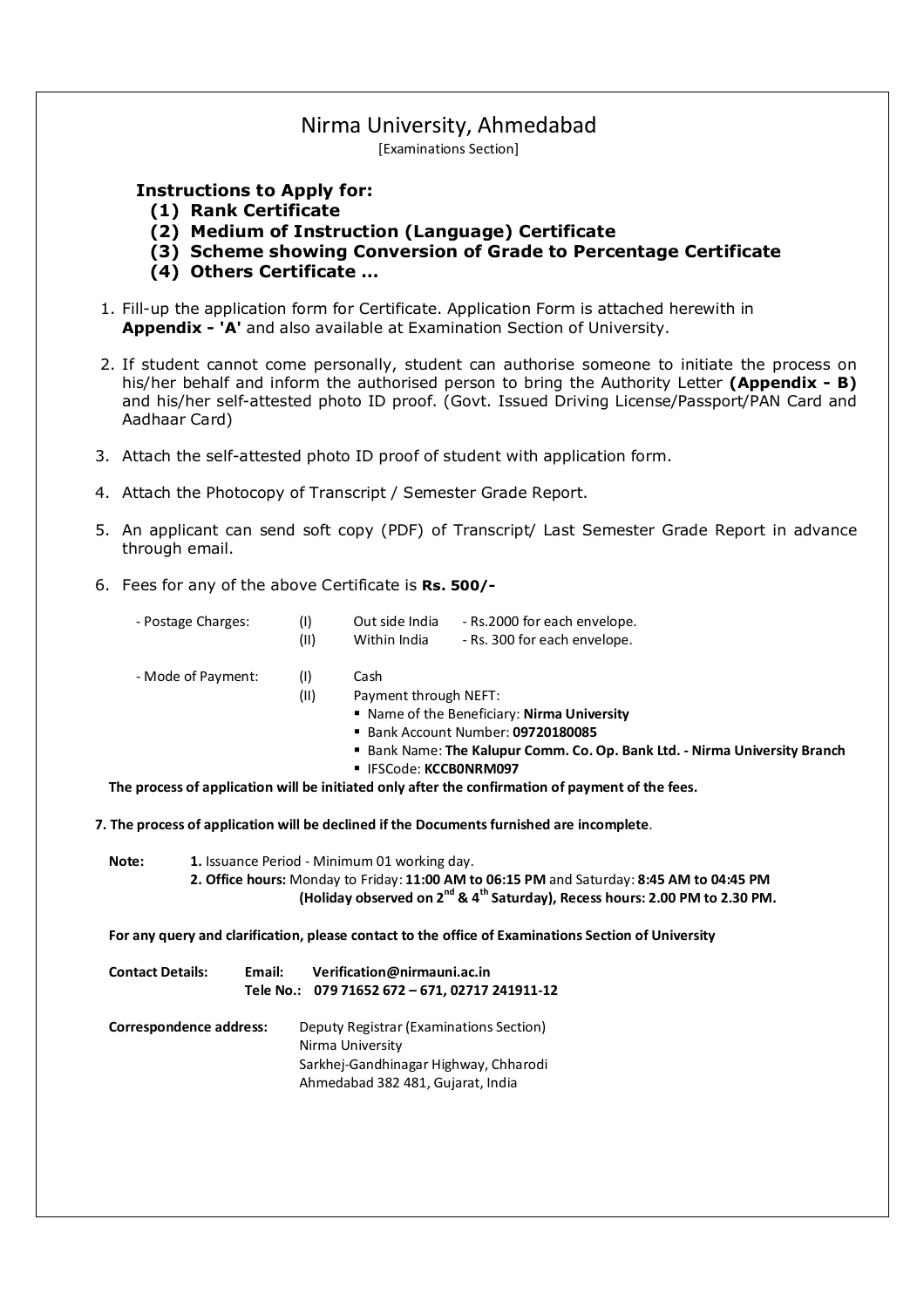# Nirma University, Ahmedabad

[Examinations Section]

**Instructions to Apply for:**

**(1) Rank Certificate**
**(2) Medium of Instruction (Language) Certificate**
**(3) Scheme showing Conversion of Grade to Percentage Certificate**
**(4) Others Certificate ...**

1. Fill-up the application form for Certificate. Application Form is attached herewith in **Appendix - 'A'** and also available at Examination Section of University.
2. If student cannot come personally, student can authorise someone to initiate the process on his/her behalf and inform the authorised person to bring the Authority Letter **(Appendix - B)** and his/her self-attested photo ID proof. (Govt. Issued Driving License/Passport/PAN Card and Aadhaar Card)
3. Attach the self-attested photo ID proof of student with application form.
4. Attach the Photocopy of Transcript / Semester Grade Report.
5. An applicant can send soft copy (PDF) of Transcript/ Last Semester Grade Report in advance through email.
6. Fees for any of the above Certificate is **Rs. 500/-**

   - Postage Charges:
     - (I) Out side India - Rs.2000 for each envelope.
     - (II) Within India - Rs. 300 for each envelope.
   - Mode of Payment:
     - (I) Cash
     - (II) Payment through NEFT:
       - Name of the Beneficiary: **Nirma University**
       - Bank Account Number: **09720180085**
       - Bank Name: **The Kalupur Comm. Co. Op. Bank Ltd. - Nirma University Branch**
       - IFSCode: **KCCB0NRM097**

   **The process of application will be initiated only after the confirmation of payment of the fees.**

7. **The process of application will be declined if the Documents furnished are incomplete**.

**Note:**
**1.** Issuance Period - Minimum 01 working day.
**2. Office hours:** Monday to Friday: **11:00 AM to 06:15 PM** and Saturday: **8:45 AM to 04:45 PM (Holiday observed on 2nd & 4th Saturday), Recess hours: 2.00 PM to 2.30 PM.**

**For any query and clarification, please contact to the office of Examinations Section of University**

**Contact Details:**
**Email: Verification@nirmauni.ac.in**
**Tele No.: 079 71652 672 – 671, 02717 241911-12**

**Correspondence address:**
Deputy Registrar (Examinations Section)
Nirma University
Sarkhej-Gandhinagar Highway, Chharodi
Ahmedabad 382 481, Gujarat, India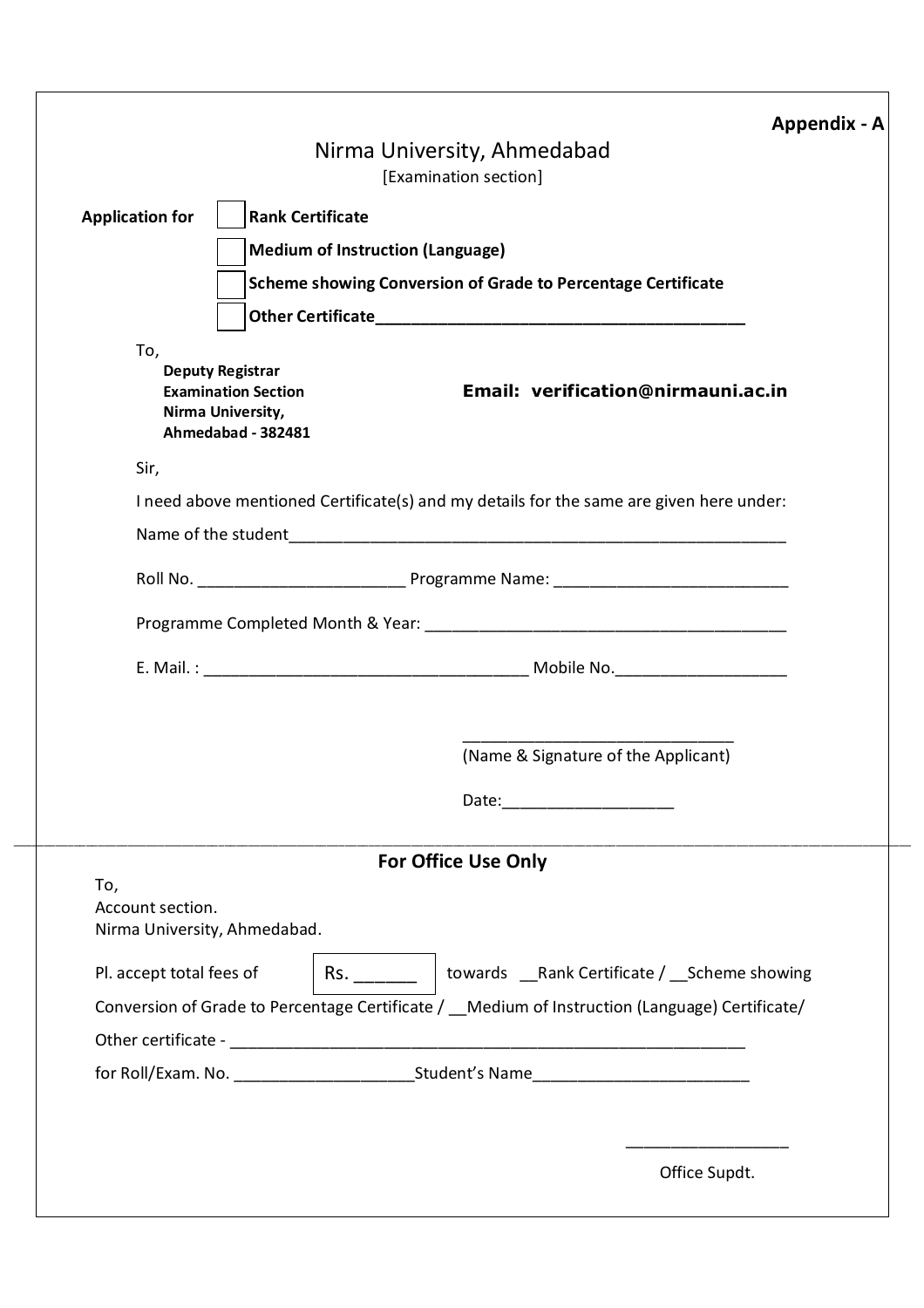**Appendix - A**

# Nirma University, Ahmedabad

[Examination section]

**Application for**

- [ ] **Rank Certificate**
- [ ] **Medium of Instruction (Language)**
- [ ] **Scheme showing Conversion of Grade to Percentage Certificate**
- [ ] **Other Certificate**_______________________________________

To,

**Deputy Registrar**
**Examination Section**
**Nirma University,**
**Ahmedabad - 382481**

**Email: verification@nirmauni.ac.in**

Sir,

I need above mentioned Certificate(s) and my details for the same are given here under:

Name of the student_______________________________________________________

Roll No. ______________________ Programme Name: _________________________

Programme Completed Month & Year: ______________________________________

E. Mail. : __________________________________ Mobile No.__________________

_____________________________
(Name & Signature of the Applicant)

Date:__________________

---

## For Office Use Only

To,
Account section.
Nirma University, Ahmedabad.

Pl. accept total fees of Rs. ______ towards __Rank Certificate / __Scheme showing Conversion of Grade to Percentage Certificate / __Medium of Instruction (Language) Certificate/

Other certificate - ________________________________________________________

for Roll/Exam. No. ___________________Student's Name______________________

_________________
Office Supdt.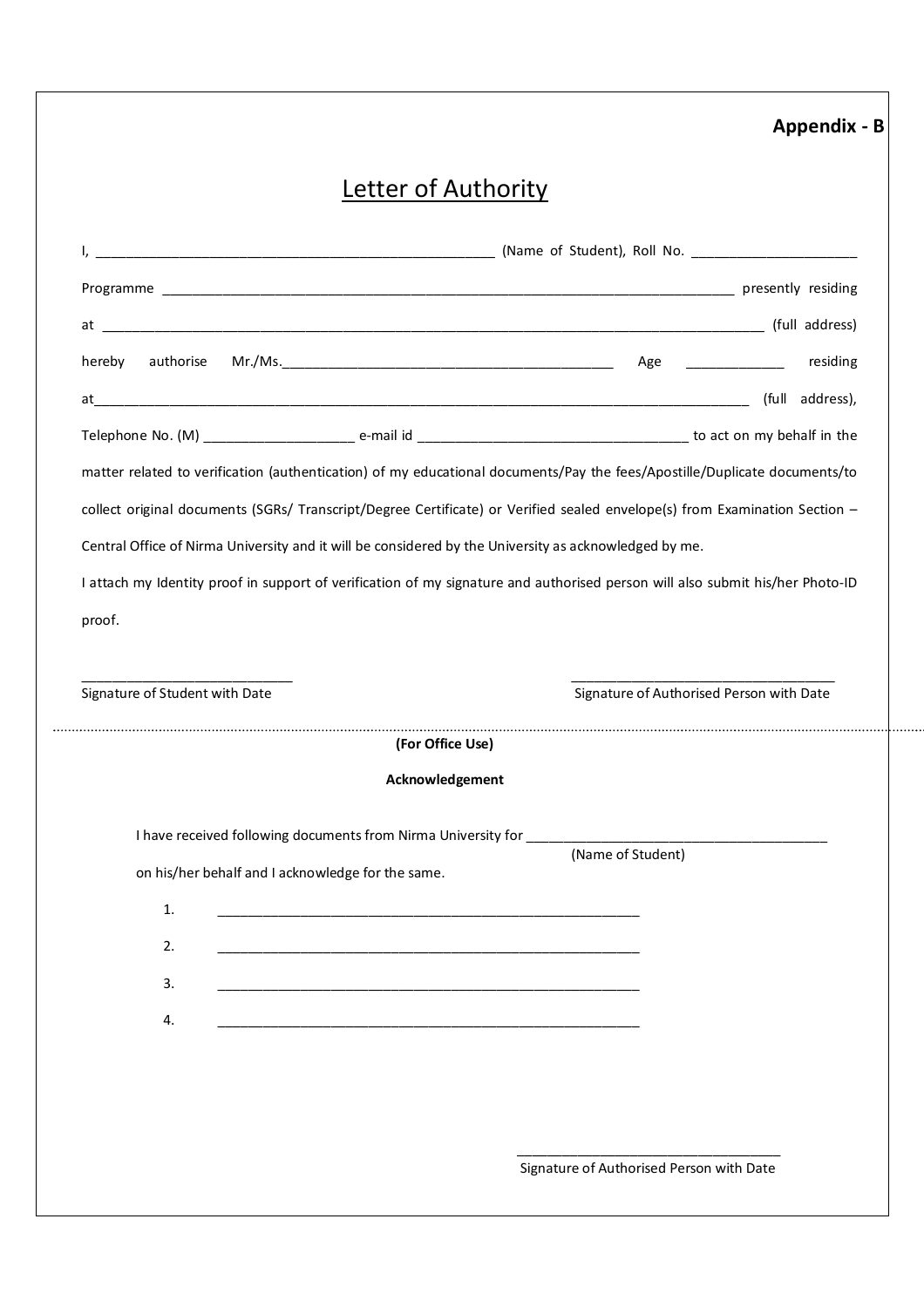**Appendix - B**

# Letter of Authority

I, ____________________________________________________ (Name of Student), Roll No. _____________________

Programme ___________________________________________________________________________ presently residing

at _______________________________________________________________________________________ (full address)

hereby authorise Mr./Ms.___________________________________________ Age _____________ residing

at_________________________________________________________________________________________ (full address),

Telephone No. (M) ___________________ e-mail id ___________________________________ to act on my behalf in the matter related to verification (authentication) of my educational documents/Pay the fees/Apostille/Duplicate documents/to collect original documents (SGRs/ Transcript/Degree Certificate) or Verified sealed envelope(s) from Examination Section – Central Office of Nirma University and it will be considered by the University as acknowledged by me.

I attach my Identity proof in support of verification of my signature and authorised person will also submit his/her Photo-ID proof.

___________________________
Signature of Student with Date

___________________________________
Signature of Authorised Person with Date

---

**(For Office Use)**

**Acknowledgement**

I have received following documents from Nirma University for _______________________________________
(Name of Student)

on his/her behalf and I acknowledge for the same.

1. _________________________________________________________
2. _________________________________________________________
3. _________________________________________________________
4. _________________________________________________________

___________________________________
Signature of Authorised Person with Date